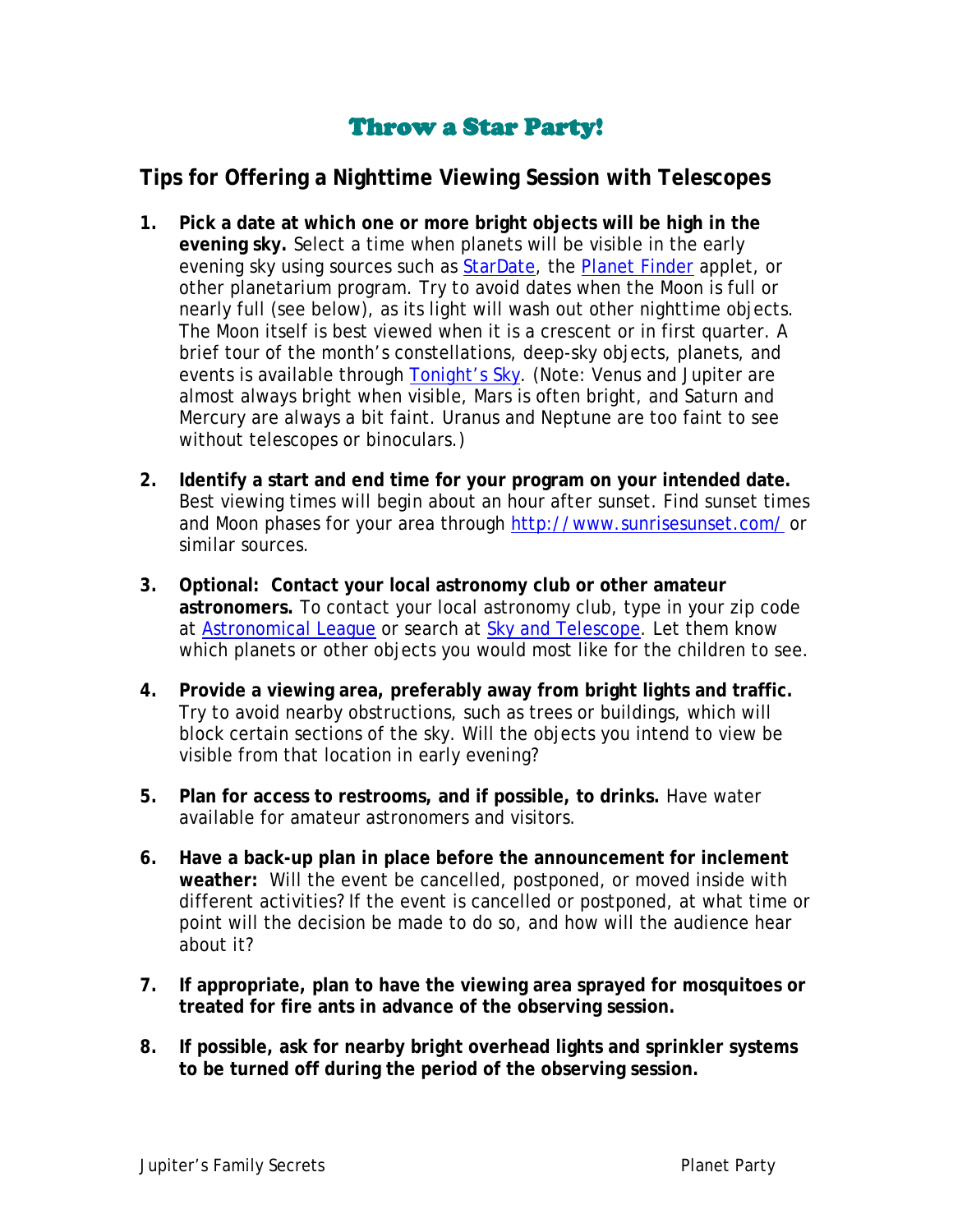# Throw a Star Party!

## Tips for Offering a Nighttime Viewing Session with Telescopes

1. **Pick a date at which one or more bright objects will be high in the evening sky.** Select a time when planets will be visible in the early evening sky using sources such as StarDate, the Planet Finder applet, or other planetarium program. Try to avoid dates when the Moon is full or nearly full (see below), as its light will wash out other nighttime objects. The Moon itself is best viewed when it is a crescent or in first quarter. A brief tour of the month's constellations, deep-sky objects, planets, and events is available through Tonight's Sky. (Note: Venus and Jupiter are almost always bright when visible, Mars is often bright, and Saturn and Mercury are always a bit faint. Uranus and Neptune are too faint to see without telescopes or binoculars.)

2. **Identify a start and end time for your program on your intended date.** Best viewing times will begin about an hour after sunset. Find sunset times and Moon phases for your area through http://www.sunrisesunset.com/ or similar sources.

3. **Optional: Contact your local astronomy club or other amateur astronomers.** To contact your local astronomy club, type in your zip code at Astronomical League or search at Sky and Telescope. Let them know which planets or other objects you would most like for the children to see.

4. **Provide a viewing area, preferably away from bright lights and traffic.** Try to avoid nearby obstructions, such as trees or buildings, which will block certain sections of the sky. Will the objects you intend to view be visible from that location in early evening?

5. **Plan for access to restrooms, and if possible, to drinks.** Have water available for amateur astronomers and visitors.

6. **Have a back-up plan in place before the announcement for inclement weather:** Will the event be cancelled, postponed, or moved inside with different activities? If the event is cancelled or postponed, at what time or point will the decision be made to do so, and how will the audience hear about it?

7. **If appropriate, plan to have the viewing area sprayed for mosquitoes or treated for fire ants in advance of the observing session.**

8. **If possible, ask for nearby bright overhead lights and sprinkler systems to be turned off during the period of the observing session.**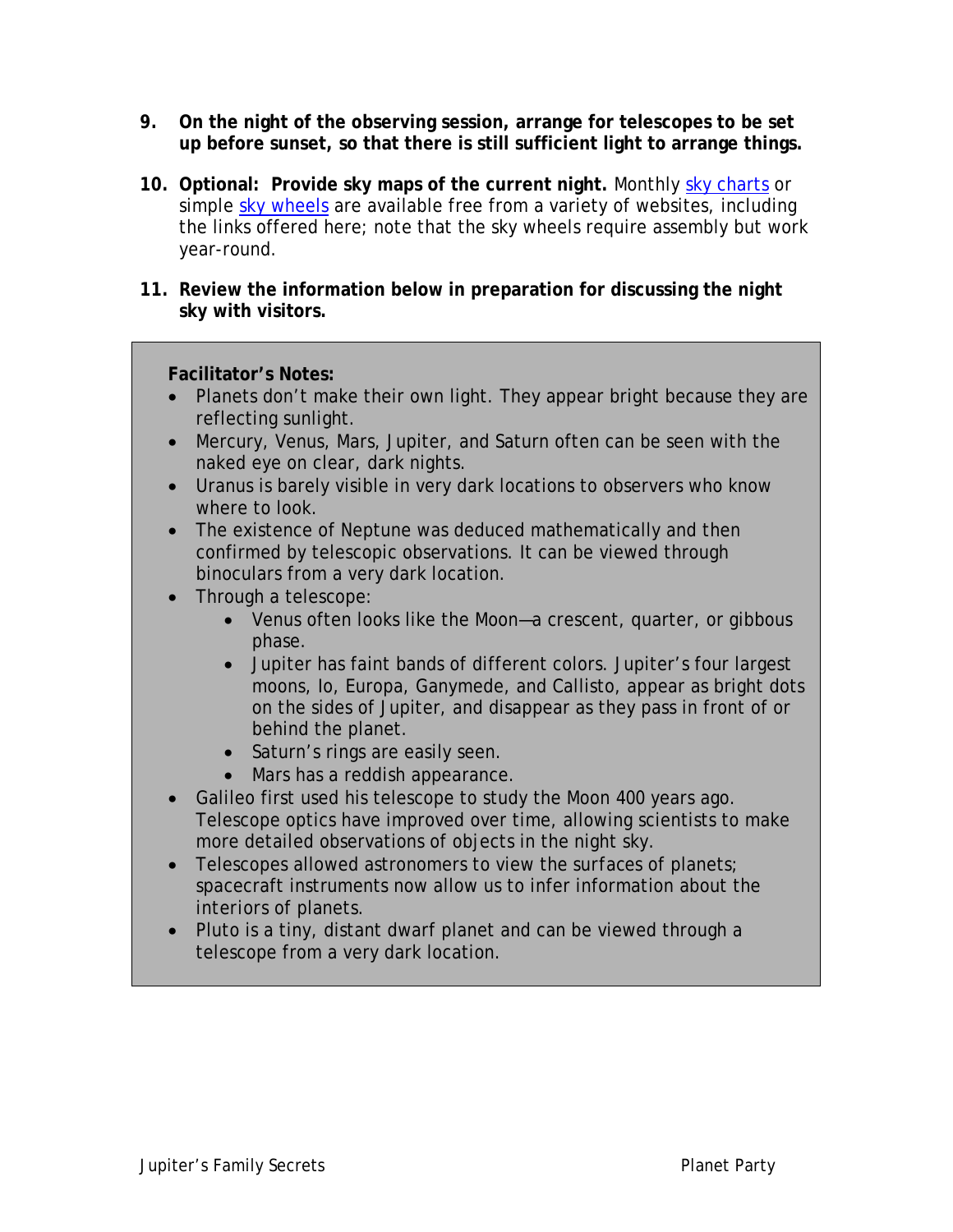9. **On the night of the observing session, arrange for telescopes to be set up before sunset, so that there is still sufficient light to arrange things.**

10. **Optional: Provide sky maps of the current night.** Monthly sky charts or simple sky wheels are available free from a variety of websites, including the links offered here; note that the sky wheels require assembly but work year-round.

11. **Review the information below in preparation for discussing the night sky with visitors.**

**Facilitator's Notes:**

- Planets don't make their own light. They appear bright because they are reflecting sunlight.
- Mercury, Venus, Mars, Jupiter, and Saturn often can be seen with the naked eye on clear, dark nights.
- Uranus is barely visible in very dark locations to observers who know where to look.
- The existence of Neptune was deduced mathematically and then confirmed by telescopic observations. It can be viewed through binoculars from a very dark location.
- Through a telescope:
    - Venus often looks like the Moon—a crescent, quarter, or gibbous phase.
    - Jupiter has faint bands of different colors. Jupiter's four largest moons, Io, Europa, Ganymede, and Callisto, appear as bright dots on the sides of Jupiter, and disappear as they pass in front of or behind the planet.
    - Saturn's rings are easily seen.
    - Mars has a reddish appearance.
- Galileo first used his telescope to study the Moon 400 years ago. Telescope optics have improved over time, allowing scientists to make more detailed observations of objects in the night sky.
- Telescopes allowed astronomers to view the surfaces of planets; spacecraft instruments now allow us to infer information about the interiors of planets.
- Pluto is a tiny, distant dwarf planet and can be viewed through a telescope from a very dark location.